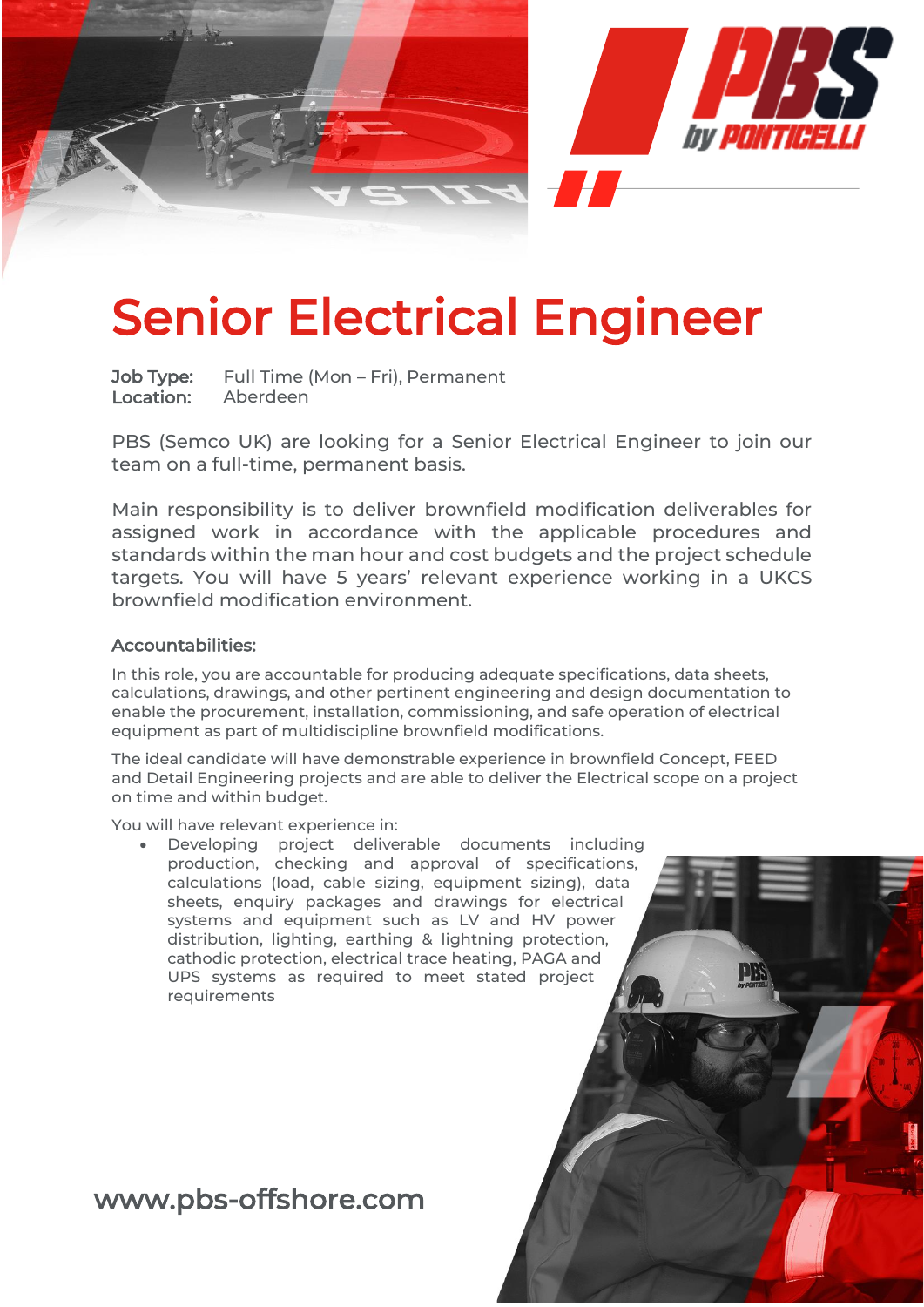# Senior Electrical Engineer

**Job Type:** Full Time (Mon – Fri), Permanent
**Location:** Aberdeen

PBS (Semco UK) are looking for a Senior Electrical Engineer to join our team on a full-time, permanent basis.

Main responsibility is to deliver brownfield modification deliverables for assigned work in accordance with the applicable procedures and standards within the man hour and cost budgets and the project schedule targets. You will have 5 years' relevant experience working in a UKCS brownfield modification environment.

## Accountabilities:

In this role, you are accountable for producing adequate specifications, data sheets, calculations, drawings, and other pertinent engineering and design documentation to enable the procurement, installation, commissioning, and safe operation of electrical equipment as part of multidiscipline brownfield modifications.

The ideal candidate will have demonstrable experience in brownfield Concept, FEED and Detail Engineering projects and are able to deliver the Electrical scope on a project on time and within budget.

You will have relevant experience in:

- Developing project deliverable documents including production, checking and approval of specifications, calculations (load, cable sizing, equipment sizing), data sheets, enquiry packages and drawings for electrical systems and equipment such as LV and HV power distribution, lighting, earthing & lightning protection, cathodic protection, electrical trace heating, PAGA and UPS systems as required to meet stated project requirements

www.pbs-offshore.com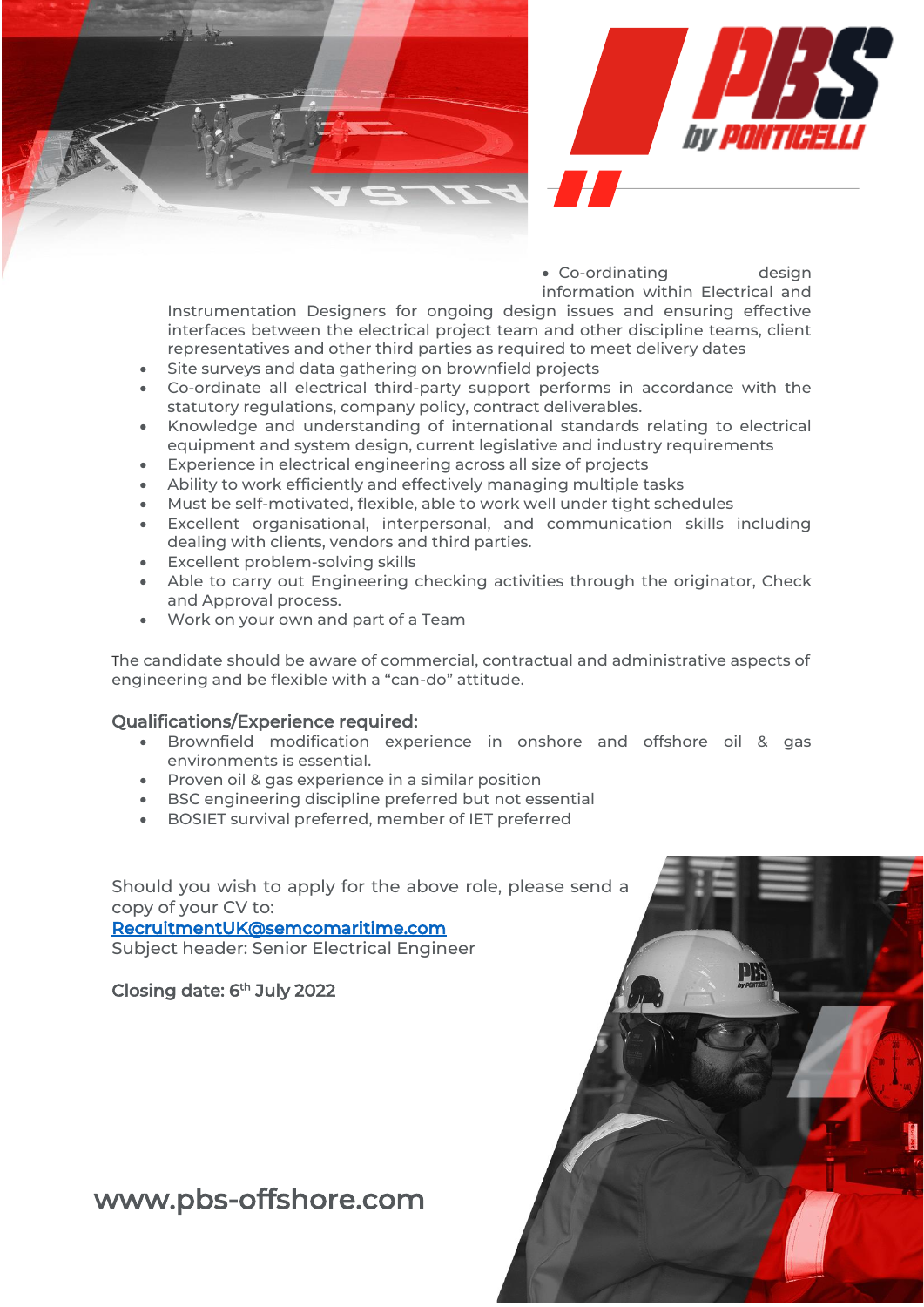- Co-ordinating design information within Electrical and Instrumentation Designers for ongoing design issues and ensuring effective interfaces between the electrical project team and other discipline teams, client representatives and other third parties as required to meet delivery dates
- Site surveys and data gathering on brownfield projects
- Co-ordinate all electrical third-party support performs in accordance with the statutory regulations, company policy, contract deliverables.
- Knowledge and understanding of international standards relating to electrical equipment and system design, current legislative and industry requirements
- Experience in electrical engineering across all size of projects
- Ability to work efficiently and effectively managing multiple tasks
- Must be self-motivated, flexible, able to work well under tight schedules
- Excellent organisational, interpersonal, and communication skills including dealing with clients, vendors and third parties.
- Excellent problem-solving skills
- Able to carry out Engineering checking activities through the originator, Check and Approval process.
- Work on your own and part of a Team

The candidate should be aware of commercial, contractual and administrative aspects of engineering and be flexible with a "can-do" attitude.

## Qualifications/Experience required:

- Brownfield modification experience in onshore and offshore oil & gas environments is essential.
- Proven oil & gas experience in a similar position
- BSC engineering discipline preferred but not essential
- BOSIET survival preferred, member of IET preferred

Should you wish to apply for the above role, please send a copy of your CV to:
RecruitmentUK@semcomaritime.com
Subject header: Senior Electrical Engineer

**Closing date: 6th July 2022**

www.pbs-offshore.com